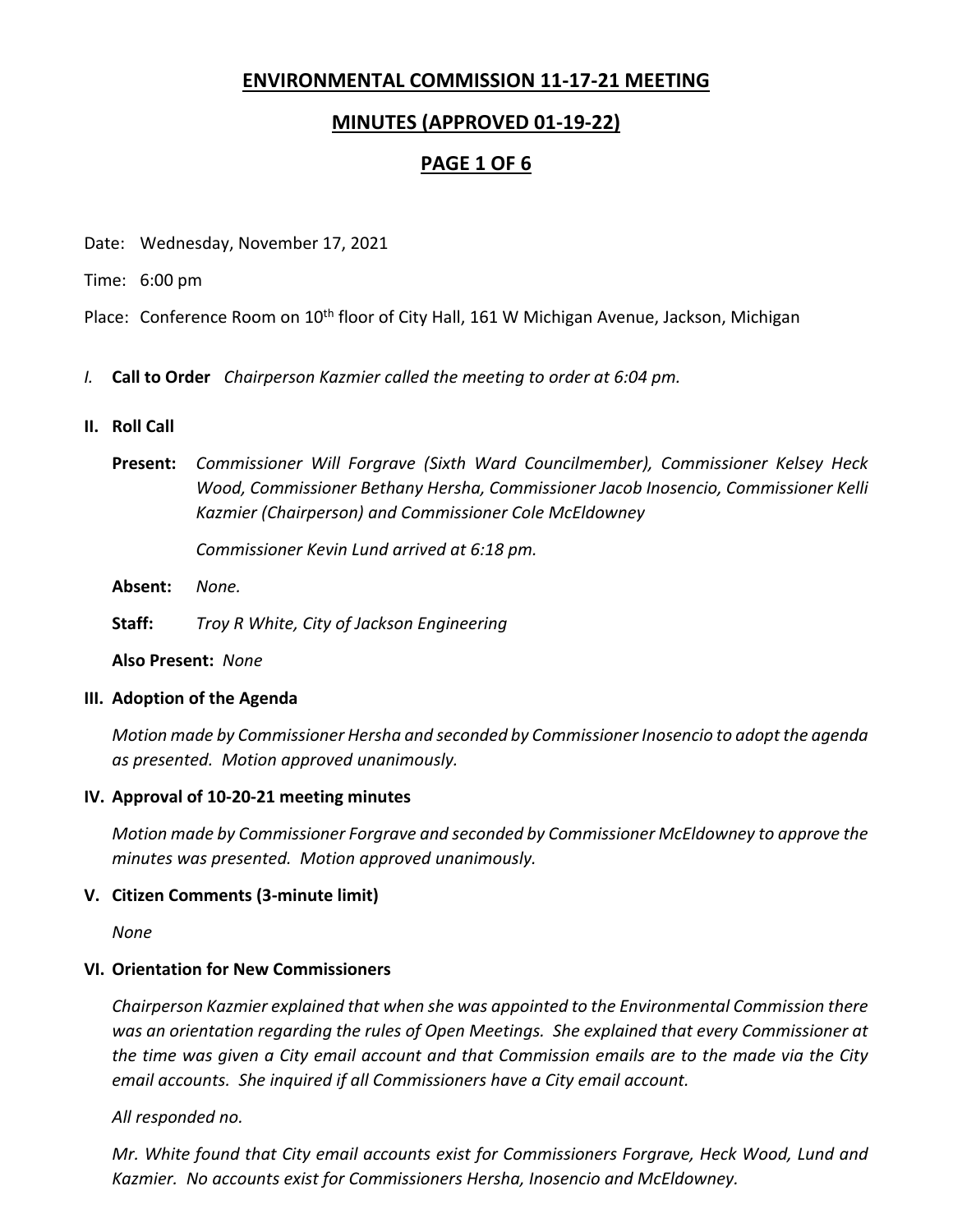# ENVIRONMENTAL COMMISSION 11-17-21 MEETING

## MINUTES (APPROVED 01-19-22)

Date: Wednesday, November 17, 2021

Time: 6:00 pm

Place: Conference Room on 10th floor of City Hall, 161 W Michigan Avenue, Jackson, Michigan

*I.* **Call to Order** *Chairperson Kazmier called the meeting to order at 6:04 pm.*

**II. Roll Call**

**Present:** *Commissioner Will Forgrave (Sixth Ward Councilmember), Commissioner Kelsey Heck Wood, Commissioner Bethany Hersha, Commissioner Jacob Inosencio, Commissioner Kelli Kazmier (Chairperson) and Commissioner Cole McEldowney*

*Commissioner Kevin Lund arrived at 6:18 pm.*

**Absent:** *None.*

**Staff:** *Troy R White, City of Jackson Engineering*

**Also Present:** *None*

**III. Adoption of the Agenda**

*Motion made by Commissioner Hersha and seconded by Commissioner Inosencio to adopt the agenda as presented. Motion approved unanimously.*

**IV. Approval of 10-20-21 meeting minutes**

*Motion made by Commissioner Forgrave and seconded by Commissioner McEldowney to approve the minutes was presented. Motion approved unanimously.*

**V. Citizen Comments (3-minute limit)**

*None*

**VI. Orientation for New Commissioners**

*Chairperson Kazmier explained that when she was appointed to the Environmental Commission there was an orientation regarding the rules of Open Meetings. She explained that every Commissioner at the time was given a City email account and that Commission emails are to the made via the City email accounts. She inquired if all Commissioners have a City email account.*

*All responded no.*

*Mr. White found that City email accounts exist for Commissioners Forgrave, Heck Wood, Lund and Kazmier. No accounts exist for Commissioners Hersha, Inosencio and McEldowney.*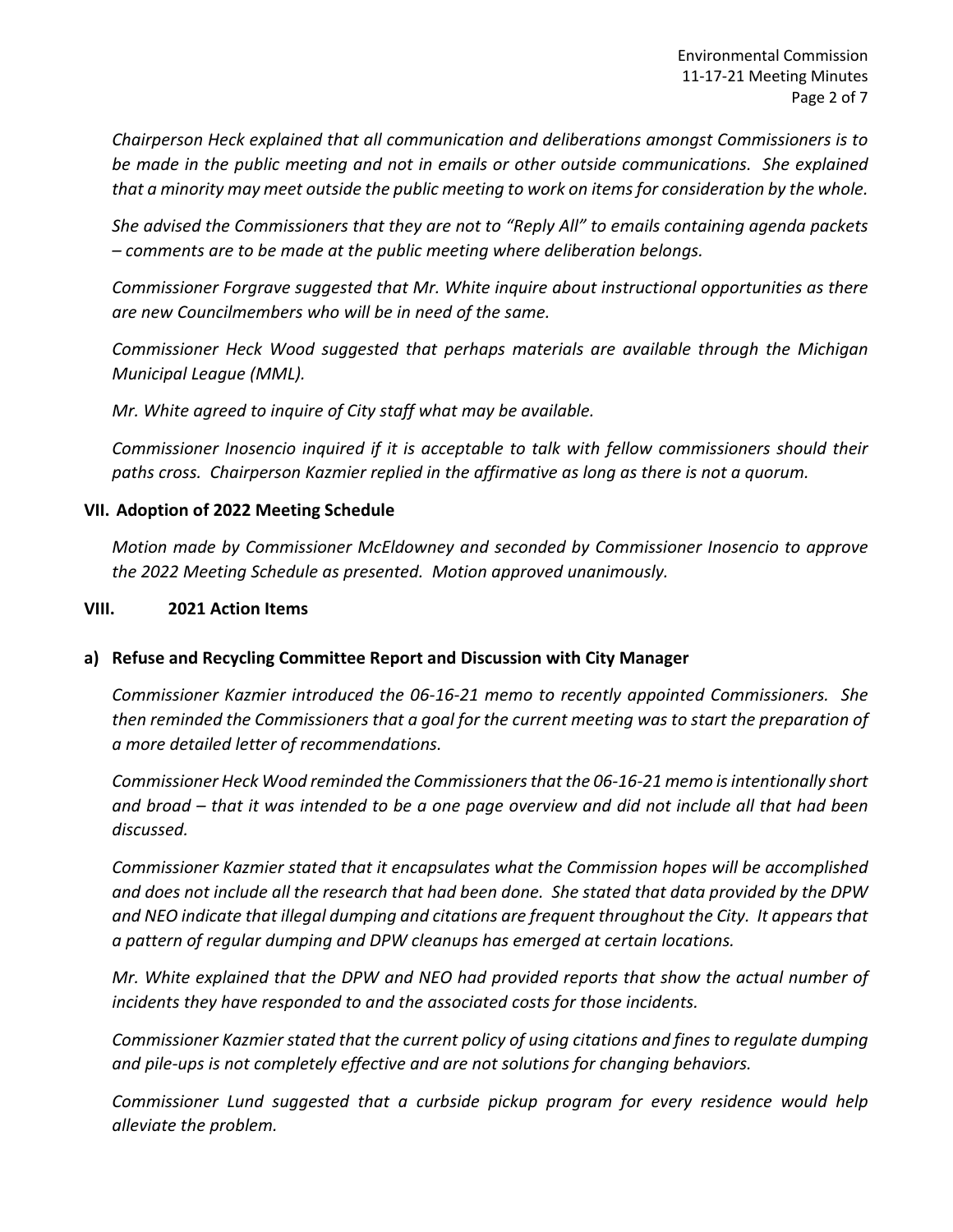*Chairperson Heck explained that all communication and deliberations amongst Commissioners is to be made in the public meeting and not in emails or other outside communications. She explained that a minority may meet outside the public meeting to work on items for consideration by the whole.*

*She advised the Commissioners that they are not to "Reply All" to emails containing agenda packets – comments are to be made at the public meeting where deliberation belongs.*

*Commissioner Forgrave suggested that Mr. White inquire about instructional opportunities as there are new Councilmembers who will be in need of the same.*

*Commissioner Heck Wood suggested that perhaps materials are available through the Michigan Municipal League (MML).*

*Mr. White agreed to inquire of City staff what may be available.*

*Commissioner Inosencio inquired if it is acceptable to talk with fellow commissioners should their paths cross. Chairperson Kazmier replied in the affirmative as long as there is not a quorum.*

### VII. Adoption of 2022 Meeting Schedule

*Motion made by Commissioner McEldowney and seconded by Commissioner Inosencio to approve the 2022 Meeting Schedule as presented. Motion approved unanimously.*

### VIII. 2021 Action Items

#### a) Refuse and Recycling Committee Report and Discussion with City Manager

*Commissioner Kazmier introduced the 06-16-21 memo to recently appointed Commissioners. She then reminded the Commissioners that a goal for the current meeting was to start the preparation of a more detailed letter of recommendations.*

*Commissioner Heck Wood reminded the Commissioners that the 06-16-21 memo is intentionally short and broad – that it was intended to be a one page overview and did not include all that had been discussed.*

*Commissioner Kazmier stated that it encapsulates what the Commission hopes will be accomplished and does not include all the research that had been done. She stated that data provided by the DPW and NEO indicate that illegal dumping and citations are frequent throughout the City. It appears that a pattern of regular dumping and DPW cleanups has emerged at certain locations.*

*Mr. White explained that the DPW and NEO had provided reports that show the actual number of incidents they have responded to and the associated costs for those incidents.*

*Commissioner Kazmier stated that the current policy of using citations and fines to regulate dumping and pile-ups is not completely effective and are not solutions for changing behaviors.*

*Commissioner Lund suggested that a curbside pickup program for every residence would help alleviate the problem.*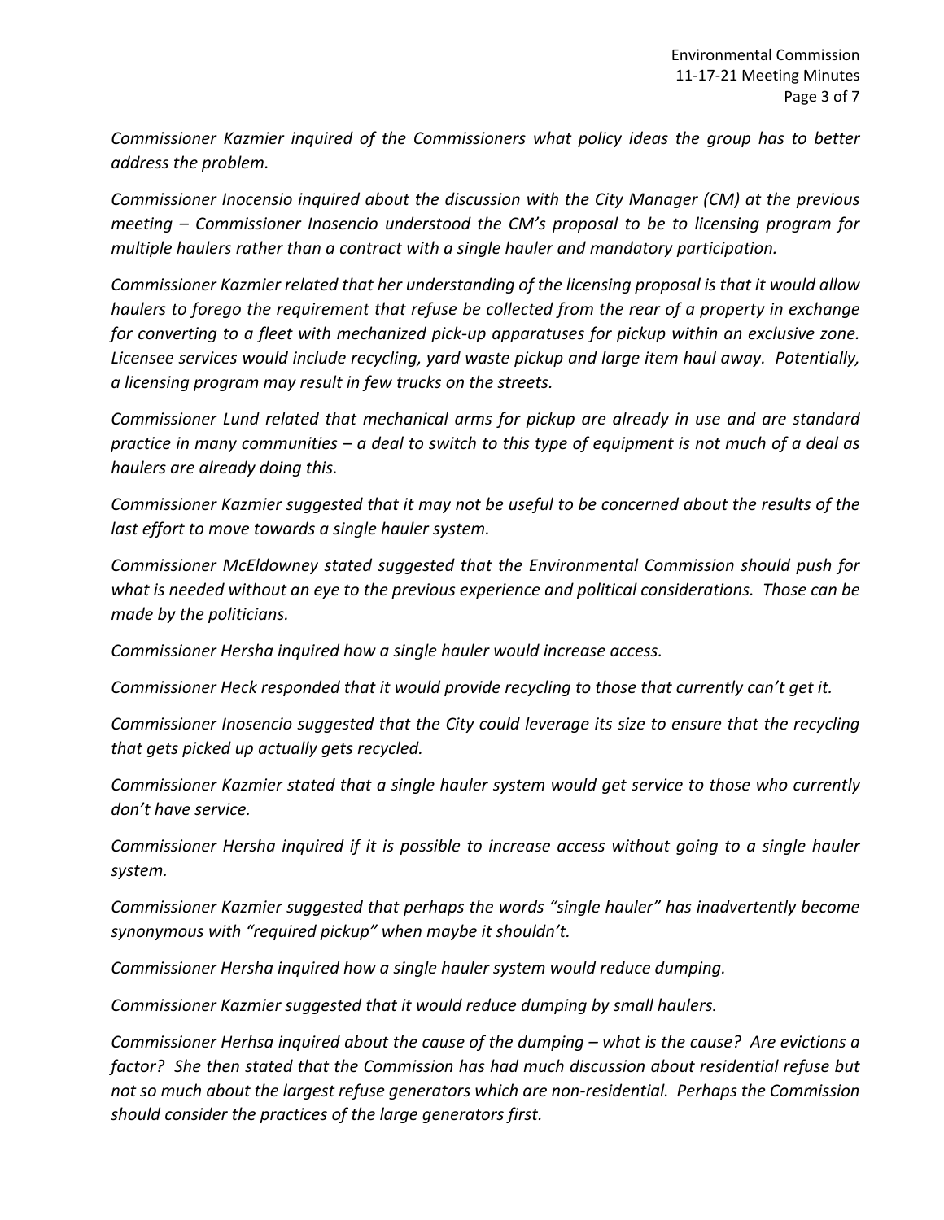*Commissioner Kazmier inquired of the Commissioners what policy ideas the group has to better address the problem.*

*Commissioner Inocensio inquired about the discussion with the City Manager (CM) at the previous meeting – Commissioner Inosencio understood the CM's proposal to be to licensing program for multiple haulers rather than a contract with a single hauler and mandatory participation.*

*Commissioner Kazmier related that her understanding of the licensing proposal is that it would allow haulers to forego the requirement that refuse be collected from the rear of a property in exchange for converting to a fleet with mechanized pick-up apparatuses for pickup within an exclusive zone. Licensee services would include recycling, yard waste pickup and large item haul away. Potentially, a licensing program may result in few trucks on the streets.*

*Commissioner Lund related that mechanical arms for pickup are already in use and are standard practice in many communities – a deal to switch to this type of equipment is not much of a deal as haulers are already doing this.*

*Commissioner Kazmier suggested that it may not be useful to be concerned about the results of the last effort to move towards a single hauler system.*

*Commissioner McEldowney stated suggested that the Environmental Commission should push for what is needed without an eye to the previous experience and political considerations. Those can be made by the politicians.*

*Commissioner Hersha inquired how a single hauler would increase access.*

*Commissioner Heck responded that it would provide recycling to those that currently can't get it.*

*Commissioner Inosencio suggested that the City could leverage its size to ensure that the recycling that gets picked up actually gets recycled.*

*Commissioner Kazmier stated that a single hauler system would get service to those who currently don't have service.*

*Commissioner Hersha inquired if it is possible to increase access without going to a single hauler system.*

*Commissioner Kazmier suggested that perhaps the words "single hauler" has inadvertently become synonymous with "required pickup" when maybe it shouldn't.*

*Commissioner Hersha inquired how a single hauler system would reduce dumping.*

*Commissioner Kazmier suggested that it would reduce dumping by small haulers.*

*Commissioner Herhsa inquired about the cause of the dumping – what is the cause? Are evictions a factor? She then stated that the Commission has had much discussion about residential refuse but not so much about the largest refuse generators which are non-residential. Perhaps the Commission should consider the practices of the large generators first.*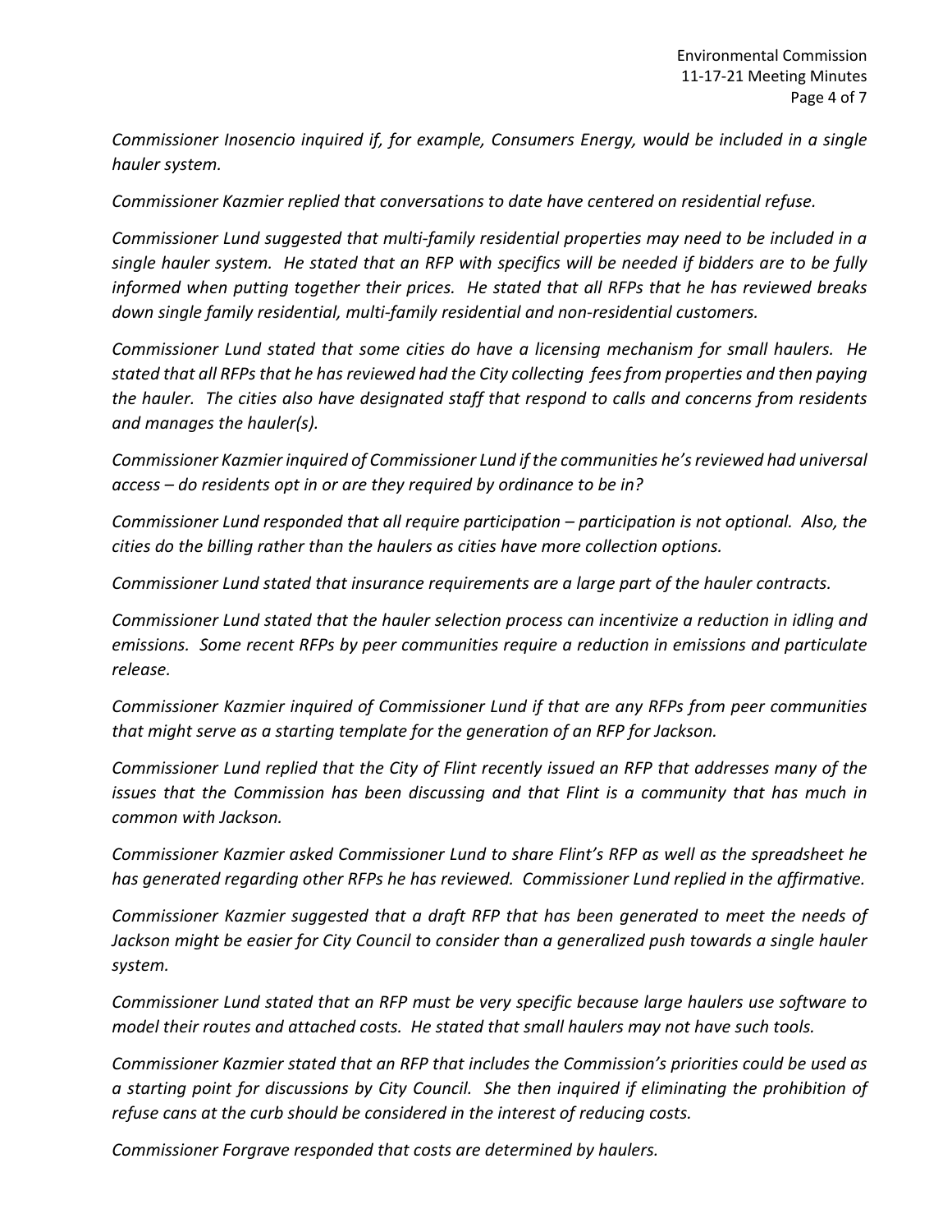*Commissioner Inosencio inquired if, for example, Consumers Energy, would be included in a single hauler system.*

*Commissioner Kazmier replied that conversations to date have centered on residential refuse.*

*Commissioner Lund suggested that multi-family residential properties may need to be included in a single hauler system. He stated that an RFP with specifics will be needed if bidders are to be fully informed when putting together their prices. He stated that all RFPs that he has reviewed breaks down single family residential, multi-family residential and non-residential customers.*

*Commissioner Lund stated that some cities do have a licensing mechanism for small haulers. He stated that all RFPs that he has reviewed had the City collecting fees from properties and then paying the hauler. The cities also have designated staff that respond to calls and concerns from residents and manages the hauler(s).*

*Commissioner Kazmier inquired of Commissioner Lund if the communities he's reviewed had universal access – do residents opt in or are they required by ordinance to be in?*

*Commissioner Lund responded that all require participation – participation is not optional. Also, the cities do the billing rather than the haulers as cities have more collection options.*

*Commissioner Lund stated that insurance requirements are a large part of the hauler contracts.*

*Commissioner Lund stated that the hauler selection process can incentivize a reduction in idling and emissions. Some recent RFPs by peer communities require a reduction in emissions and particulate release.*

*Commissioner Kazmier inquired of Commissioner Lund if that are any RFPs from peer communities that might serve as a starting template for the generation of an RFP for Jackson.*

*Commissioner Lund replied that the City of Flint recently issued an RFP that addresses many of the issues that the Commission has been discussing and that Flint is a community that has much in common with Jackson.*

*Commissioner Kazmier asked Commissioner Lund to share Flint's RFP as well as the spreadsheet he has generated regarding other RFPs he has reviewed. Commissioner Lund replied in the affirmative.*

*Commissioner Kazmier suggested that a draft RFP that has been generated to meet the needs of Jackson might be easier for City Council to consider than a generalized push towards a single hauler system.*

*Commissioner Lund stated that an RFP must be very specific because large haulers use software to model their routes and attached costs. He stated that small haulers may not have such tools.*

*Commissioner Kazmier stated that an RFP that includes the Commission's priorities could be used as a starting point for discussions by City Council. She then inquired if eliminating the prohibition of refuse cans at the curb should be considered in the interest of reducing costs.*

*Commissioner Forgrave responded that costs are determined by haulers.*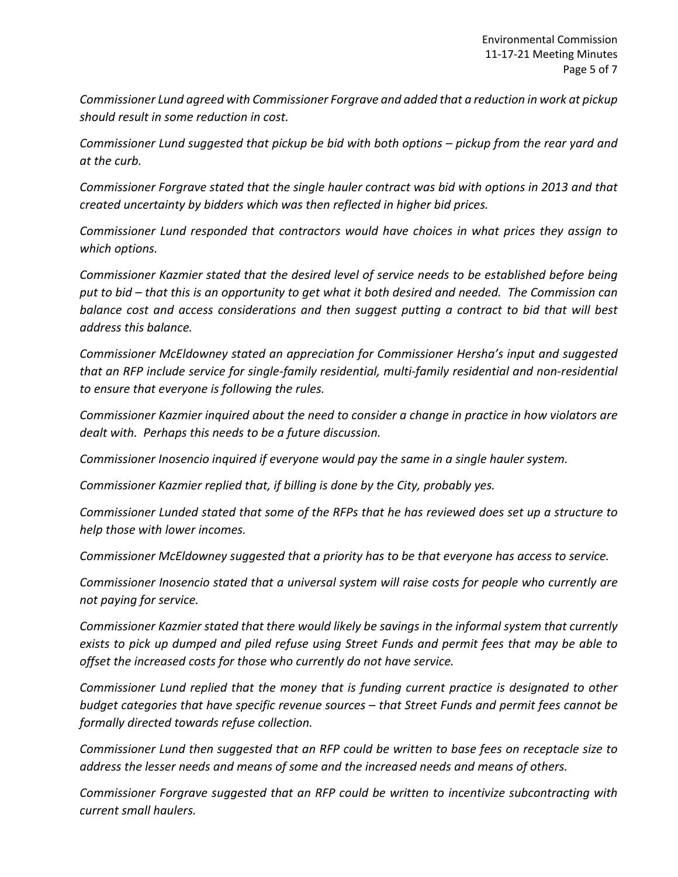*Commissioner Lund agreed with Commissioner Forgrave and added that a reduction in work at pickup should result in some reduction in cost.*

*Commissioner Lund suggested that pickup be bid with both options – pickup from the rear yard and at the curb.*

*Commissioner Forgrave stated that the single hauler contract was bid with options in 2013 and that created uncertainty by bidders which was then reflected in higher bid prices.*

*Commissioner Lund responded that contractors would have choices in what prices they assign to which options.*

*Commissioner Kazmier stated that the desired level of service needs to be established before being put to bid – that this is an opportunity to get what it both desired and needed. The Commission can balance cost and access considerations and then suggest putting a contract to bid that will best address this balance.*

*Commissioner McEldowney stated an appreciation for Commissioner Hersha's input and suggested that an RFP include service for single-family residential, multi-family residential and non-residential to ensure that everyone is following the rules.*

*Commissioner Kazmier inquired about the need to consider a change in practice in how violators are dealt with. Perhaps this needs to be a future discussion.*

*Commissioner Inosencio inquired if everyone would pay the same in a single hauler system.*

*Commissioner Kazmier replied that, if billing is done by the City, probably yes.*

*Commissioner Lunded stated that some of the RFPs that he has reviewed does set up a structure to help those with lower incomes.*

*Commissioner McEldowney suggested that a priority has to be that everyone has access to service.*

*Commissioner Inosencio stated that a universal system will raise costs for people who currently are not paying for service.*

*Commissioner Kazmier stated that there would likely be savings in the informal system that currently exists to pick up dumped and piled refuse using Street Funds and permit fees that may be able to offset the increased costs for those who currently do not have service.*

*Commissioner Lund replied that the money that is funding current practice is designated to other budget categories that have specific revenue sources – that Street Funds and permit fees cannot be formally directed towards refuse collection.*

*Commissioner Lund then suggested that an RFP could be written to base fees on receptacle size to address the lesser needs and means of some and the increased needs and means of others.*

*Commissioner Forgrave suggested that an RFP could be written to incentivize subcontracting with current small haulers.*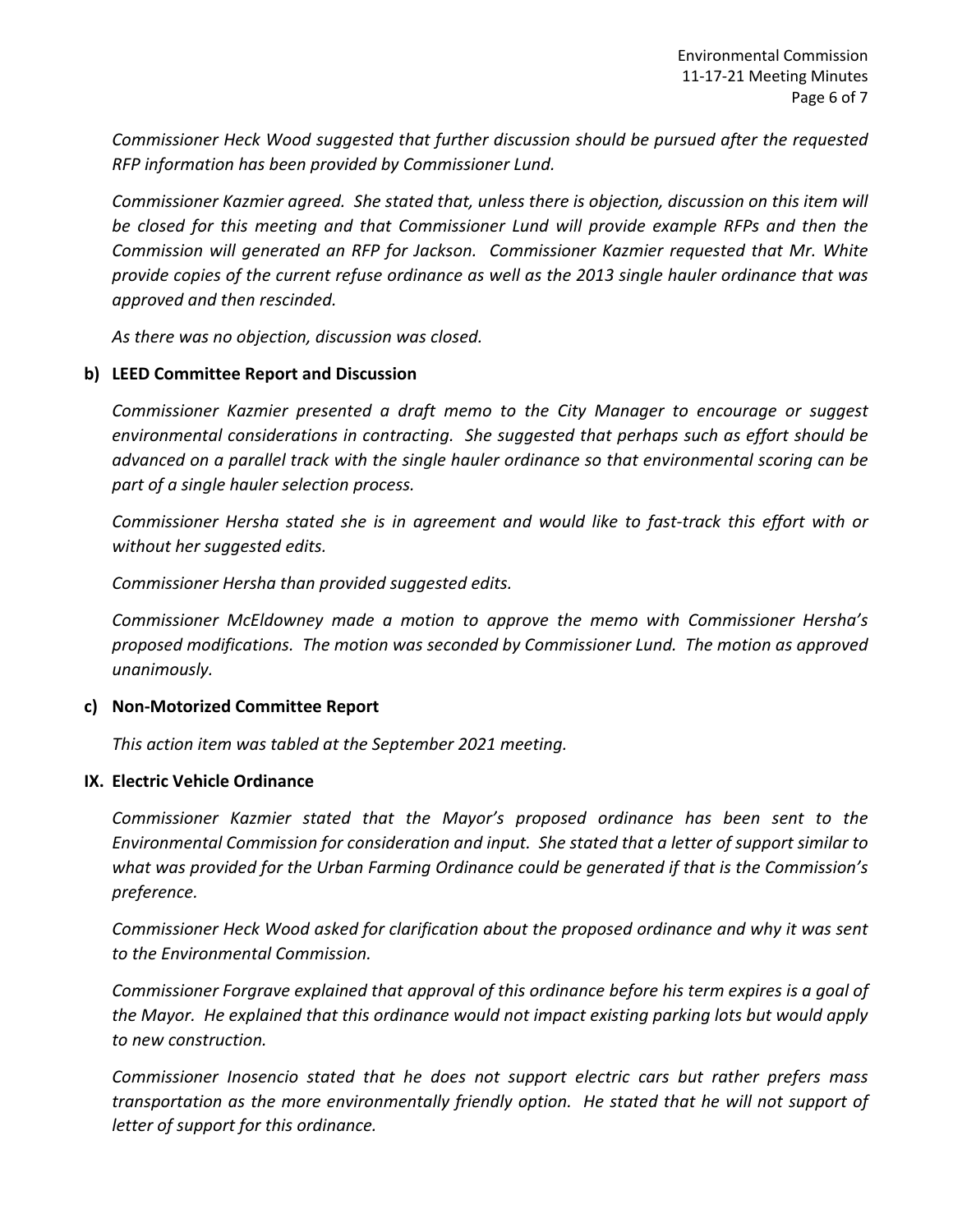*Commissioner Heck Wood suggested that further discussion should be pursued after the requested RFP information has been provided by Commissioner Lund.*

*Commissioner Kazmier agreed. She stated that, unless there is objection, discussion on this item will be closed for this meeting and that Commissioner Lund will provide example RFPs and then the Commission will generated an RFP for Jackson. Commissioner Kazmier requested that Mr. White provide copies of the current refuse ordinance as well as the 2013 single hauler ordinance that was approved and then rescinded.*

*As there was no objection, discussion was closed.*

**b) LEED Committee Report and Discussion**

*Commissioner Kazmier presented a draft memo to the City Manager to encourage or suggest environmental considerations in contracting. She suggested that perhaps such as effort should be advanced on a parallel track with the single hauler ordinance so that environmental scoring can be part of a single hauler selection process.*

*Commissioner Hersha stated she is in agreement and would like to fast-track this effort with or without her suggested edits.*

*Commissioner Hersha than provided suggested edits.*

*Commissioner McEldowney made a motion to approve the memo with Commissioner Hersha's proposed modifications. The motion was seconded by Commissioner Lund. The motion as approved unanimously.*

**c) Non-Motorized Committee Report**

*This action item was tabled at the September 2021 meeting.*

**IX. Electric Vehicle Ordinance**

*Commissioner Kazmier stated that the Mayor's proposed ordinance has been sent to the Environmental Commission for consideration and input. She stated that a letter of support similar to what was provided for the Urban Farming Ordinance could be generated if that is the Commission's preference.*

*Commissioner Heck Wood asked for clarification about the proposed ordinance and why it was sent to the Environmental Commission.*

*Commissioner Forgrave explained that approval of this ordinance before his term expires is a goal of the Mayor. He explained that this ordinance would not impact existing parking lots but would apply to new construction.*

*Commissioner Inosencio stated that he does not support electric cars but rather prefers mass transportation as the more environmentally friendly option. He stated that he will not support of letter of support for this ordinance.*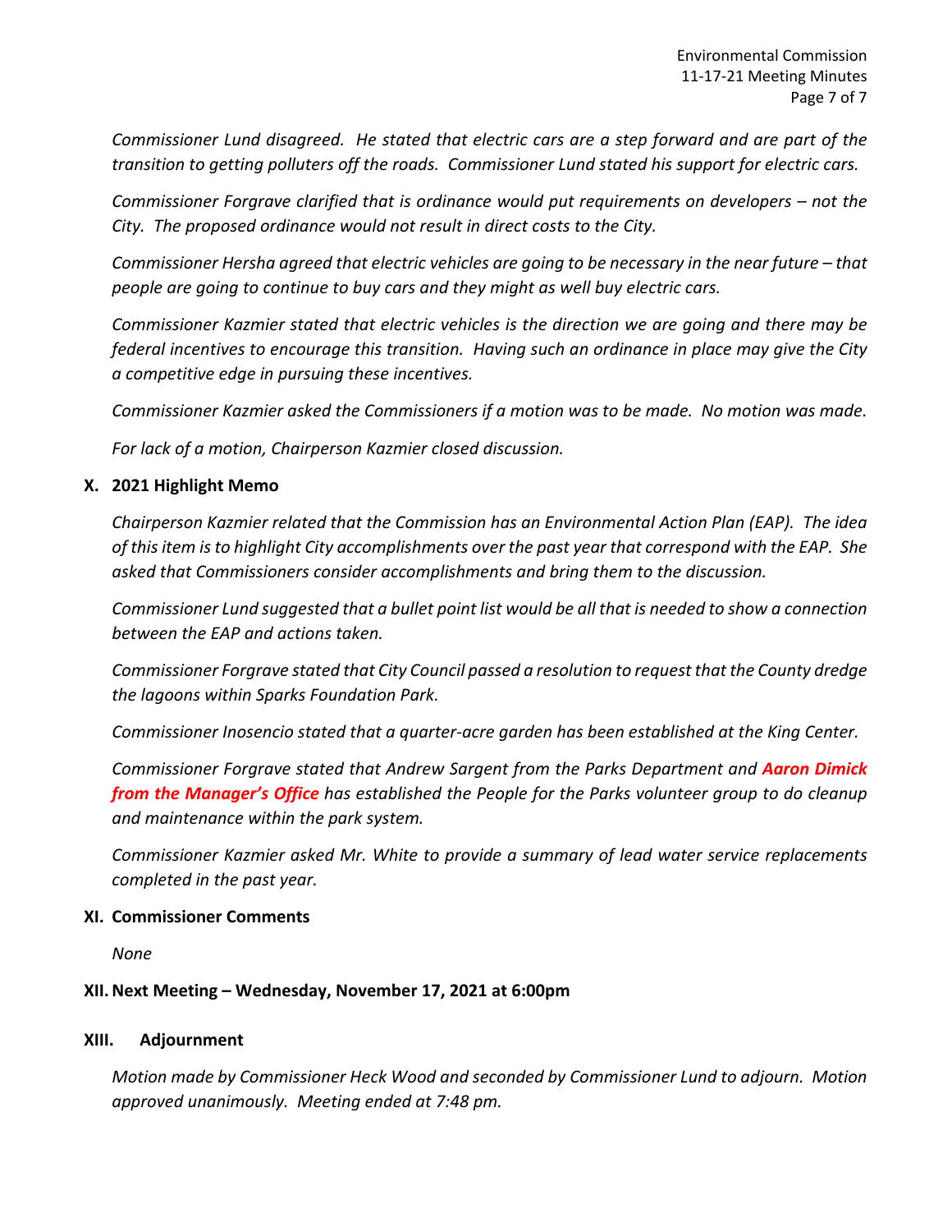*Commissioner Lund disagreed. He stated that electric cars are a step forward and are part of the transition to getting polluters off the roads. Commissioner Lund stated his support for electric cars.*

*Commissioner Forgrave clarified that is ordinance would put requirements on developers – not the City. The proposed ordinance would not result in direct costs to the City.*

*Commissioner Hersha agreed that electric vehicles are going to be necessary in the near future – that people are going to continue to buy cars and they might as well buy electric cars.*

*Commissioner Kazmier stated that electric vehicles is the direction we are going and there may be federal incentives to encourage this transition. Having such an ordinance in place may give the City a competitive edge in pursuing these incentives.*

*Commissioner Kazmier asked the Commissioners if a motion was to be made. No motion was made.*

*For lack of a motion, Chairperson Kazmier closed discussion.*

**X. 2021 Highlight Memo**

*Chairperson Kazmier related that the Commission has an Environmental Action Plan (EAP). The idea of this item is to highlight City accomplishments over the past year that correspond with the EAP. She asked that Commissioners consider accomplishments and bring them to the discussion.*

*Commissioner Lund suggested that a bullet point list would be all that is needed to show a connection between the EAP and actions taken.*

*Commissioner Forgrave stated that City Council passed a resolution to request that the County dredge the lagoons within Sparks Foundation Park.*

*Commissioner Inosencio stated that a quarter-acre garden has been established at the King Center.*

*Commissioner Forgrave stated that Andrew Sargent from the Parks Department and* ***Aaron Dimick from the Manager's Office*** *has established the People for the Parks volunteer group to do cleanup and maintenance within the park system.*

*Commissioner Kazmier asked Mr. White to provide a summary of lead water service replacements completed in the past year.*

**XI. Commissioner Comments**

*None*

**XII. Next Meeting – Wednesday, November 17, 2021 at 6:00pm**

**XIII. Adjournment**

*Motion made by Commissioner Heck Wood and seconded by Commissioner Lund to adjourn. Motion approved unanimously. Meeting ended at 7:48 pm.*